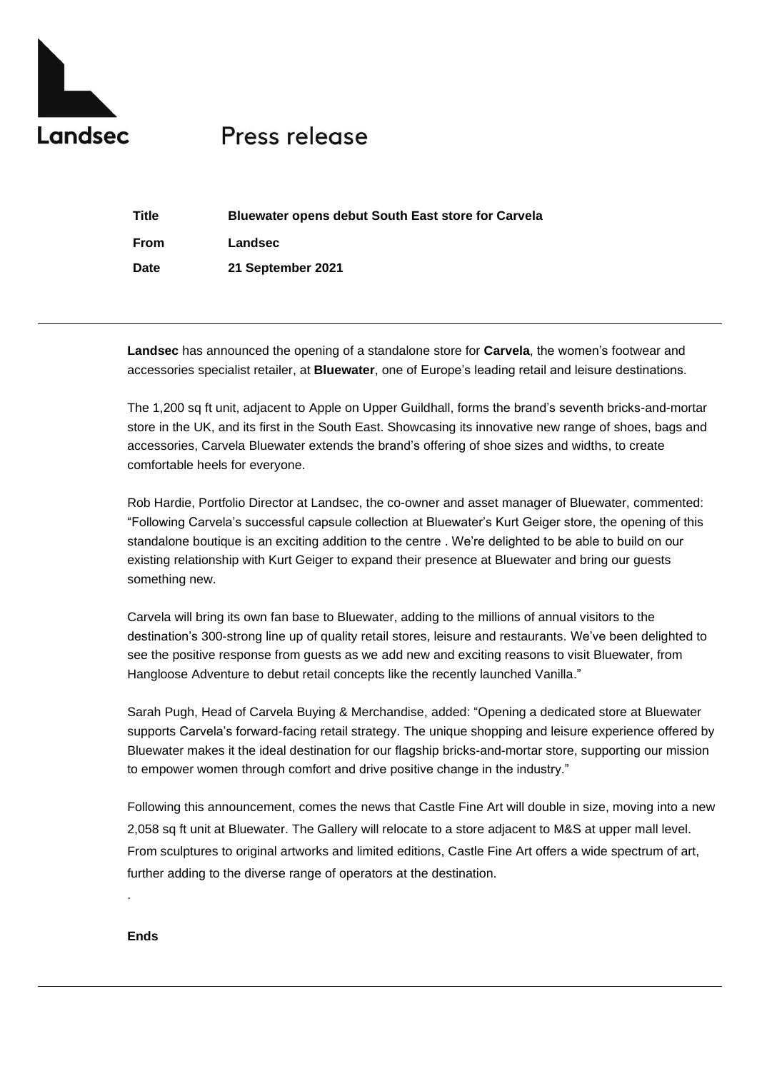Landsec

# Press release

| | |
|---|---|
| **Title** | **Bluewater opens debut South East store for Carvela** |
| **From** | **Landsec** |
| **Date** | **21 September 2021** |

**Landsec** has announced the opening of a standalone store for **Carvela**, the women's footwear and accessories specialist retailer, at **Bluewater**, one of Europe's leading retail and leisure destinations.

The 1,200 sq ft unit, adjacent to Apple on Upper Guildhall, forms the brand's seventh bricks-and-mortar store in the UK, and its first in the South East. Showcasing its innovative new range of shoes, bags and accessories, Carvela Bluewater extends the brand's offering of shoe sizes and widths, to create comfortable heels for everyone.

Rob Hardie, Portfolio Director at Landsec, the co-owner and asset manager of Bluewater, commented: "Following Carvela's successful capsule collection at Bluewater's Kurt Geiger store, the opening of this standalone boutique is an exciting addition to the centre . We're delighted to be able to build on our existing relationship with Kurt Geiger to expand their presence at Bluewater and bring our guests something new.

Carvela will bring its own fan base to Bluewater, adding to the millions of annual visitors to the destination's 300-strong line up of quality retail stores, leisure and restaurants. We've been delighted to see the positive response from guests as we add new and exciting reasons to visit Bluewater, from Hangloose Adventure to debut retail concepts like the recently launched Vanilla."

Sarah Pugh, Head of Carvela Buying & Merchandise, added: "Opening a dedicated store at Bluewater supports Carvela's forward-facing retail strategy. The unique shopping and leisure experience offered by Bluewater makes it the ideal destination for our flagship bricks-and-mortar store, supporting our mission to empower women through comfort and drive positive change in the industry."

Following this announcement, comes the news that Castle Fine Art will double in size, moving into a new 2,058 sq ft unit at Bluewater. The Gallery will relocate to a store adjacent to M&S at upper mall level. From sculptures to original artworks and limited editions, Castle Fine Art offers a wide spectrum of art, further adding to the diverse range of operators at the destination.

.

**Ends**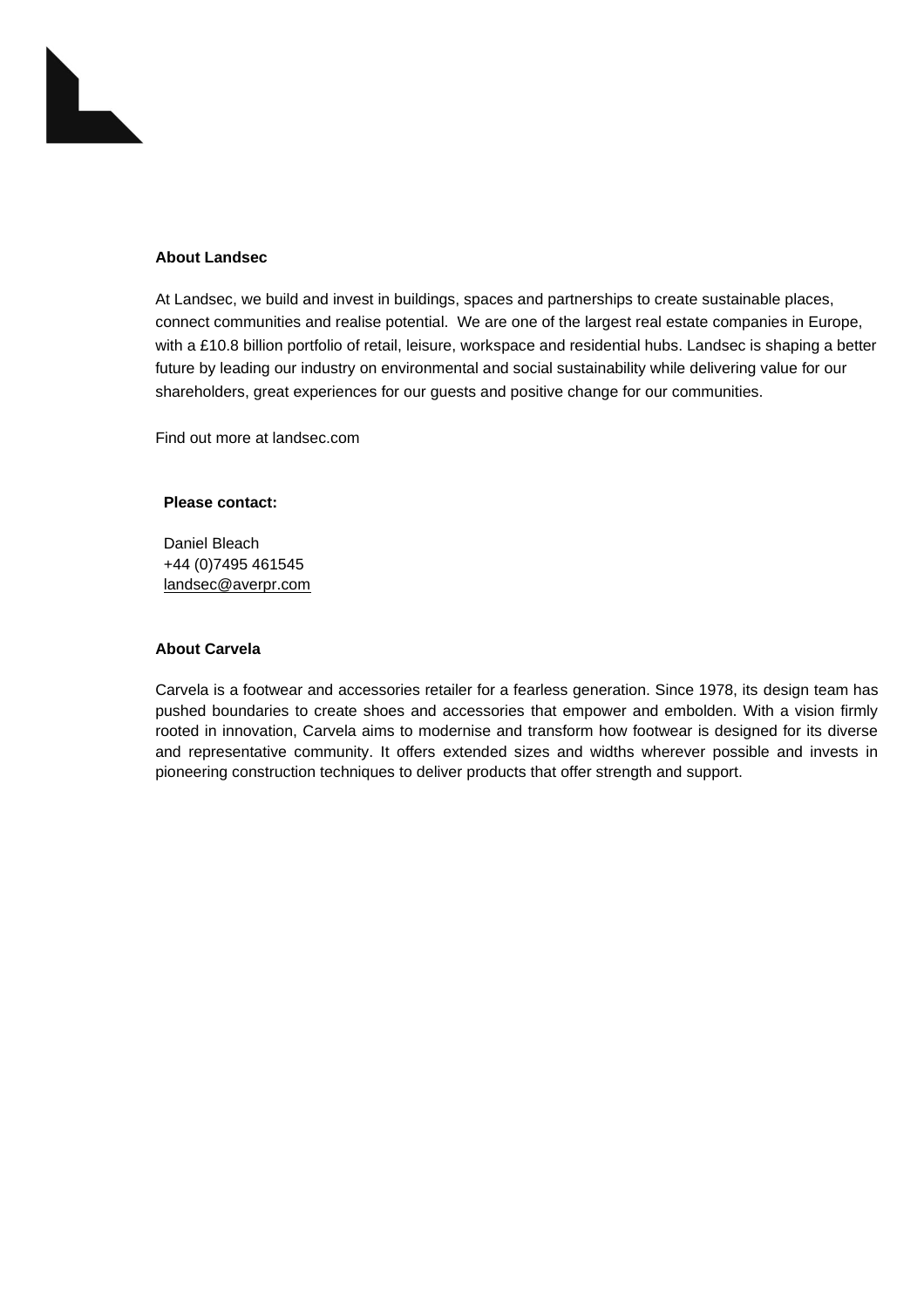**About Landsec**

At Landsec, we build and invest in buildings, spaces and partnerships to create sustainable places, connect communities and realise potential. We are one of the largest real estate companies in Europe, with a £10.8 billion portfolio of retail, leisure, workspace and residential hubs. Landsec is shaping a better future by leading our industry on environmental and social sustainability while delivering value for our shareholders, great experiences for our guests and positive change for our communities.

Find out more at landsec.com

**Please contact:**

Daniel Bleach
+44 (0)7495 461545
landsec@averpr.com

**About Carvela**

Carvela is a footwear and accessories retailer for a fearless generation. Since 1978, its design team has pushed boundaries to create shoes and accessories that empower and embolden. With a vision firmly rooted in innovation, Carvela aims to modernise and transform how footwear is designed for its diverse and representative community. It offers extended sizes and widths wherever possible and invests in pioneering construction techniques to deliver products that offer strength and support.